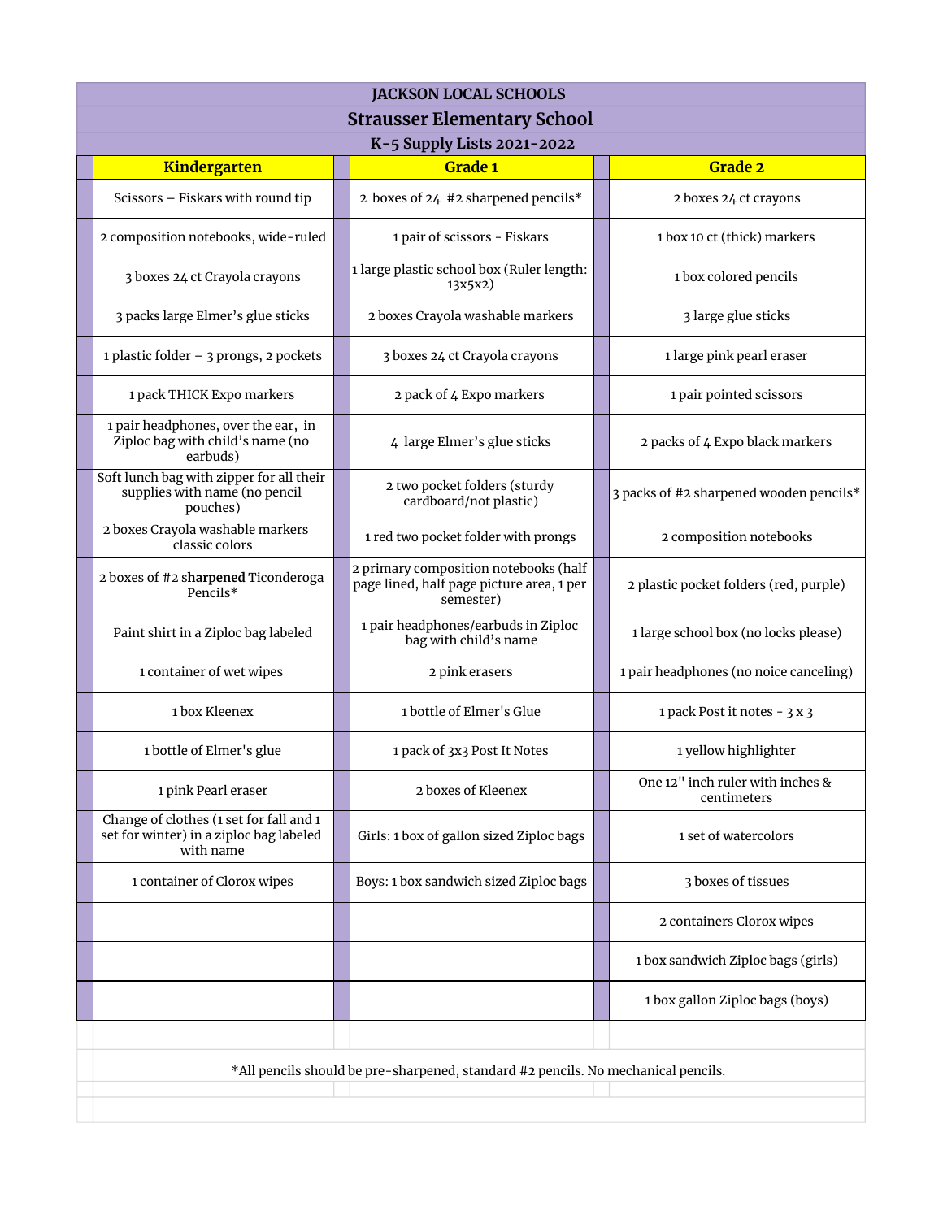# JACKSON LOCAL SCHOOLS

## Strausser Elementary School

### K-5 Supply Lists 2021-2022

| Kindergarten | Grade 1 | Grade 2 |
|---|---|---|
| Scissors – Fiskars with round tip | 2 boxes of 24 #2 sharpened pencils* | 2 boxes 24 ct crayons |
| 2 composition notebooks, wide-ruled | 1 pair of scissors - Fiskars | 1 box 10 ct (thick) markers |
| 3 boxes 24 ct Crayola crayons | 1 large plastic school box (Ruler length: 13x5x2) | 1 box colored pencils |
| 3 packs large Elmer's glue sticks | 2 boxes Crayola washable markers | 3 large glue sticks |
| 1 plastic folder – 3 prongs, 2 pockets | 3 boxes 24 ct Crayola crayons | 1 large pink pearl eraser |
| 1 pack THICK Expo markers | 2 pack of 4 Expo markers | 1 pair pointed scissors |
| 1 pair headphones, over the ear, in Ziploc bag with child's name (no earbuds) | 4 large Elmer's glue sticks | 2 packs of 4 Expo black markers |
| Soft lunch bag with zipper for all their supplies with name (no pencil pouches) | 2 two pocket folders (sturdy cardboard/not plastic) | 3 packs of #2 sharpened wooden pencils* |
| 2 boxes Crayola washable markers classic colors | 1 red two pocket folder with prongs | 2 composition notebooks |
| 2 boxes of #2 **sharpened** Ticonderoga Pencils* | 2 primary composition notebooks (half page lined, half page picture area, 1 per semester) | 2 plastic pocket folders (red, purple) |
| Paint shirt in a Ziploc bag labeled | 1 pair headphones/earbuds in Ziploc bag with child's name | 1 large school box (no locks please) |
| 1 container of wet wipes | 2 pink erasers | 1 pair headphones (no noice canceling) |
| 1 box Kleenex | 1 bottle of Elmer's Glue | 1 pack Post it notes - 3 x 3 |
| 1 bottle of Elmer's glue | 1 pack of 3x3 Post It Notes | 1 yellow highlighter |
| 1 pink Pearl eraser | 2 boxes of Kleenex | One 12" inch ruler with inches & centimeters |
| Change of clothes (1 set for fall and 1 set for winter) in a ziploc bag labeled with name | Girls: 1 box of gallon sized Ziploc bags | 1 set of watercolors |
| 1 container of Clorox wipes | Boys: 1 box sandwich sized Ziploc bags | 3 boxes of tissues |
| | | 2 containers Clorox wipes |
| | | 1 box sandwich Ziploc bags (girls) |
| | | 1 box gallon Ziploc bags (boys) |

*All pencils should be pre-sharpened, standard #2 pencils. No mechanical pencils.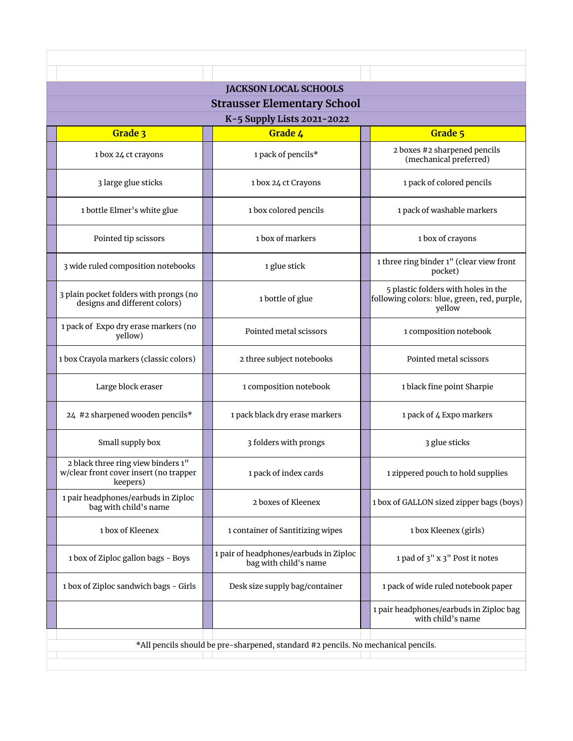**JACKSON LOCAL SCHOOLS**

## Strausser Elementary School

**K-5 Supply Lists 2021-2022**

| Grade 3 | Grade 4 | Grade 5 |
|---|---|---|
| 1 box 24 ct crayons | 1 pack of pencils* | 2 boxes #2 sharpened pencils (mechanical preferred) |
| 3 large glue sticks | 1 box 24 ct Crayons | 1 pack of colored pencils |
| 1 bottle Elmer's white glue | 1 box colored pencils | 1 pack of washable markers |
| Pointed tip scissors | 1 box of markers | 1 box of crayons |
| 3 wide ruled composition notebooks | 1 glue stick | 1 three ring binder 1" (clear view front pocket) |
| 3 plain pocket folders with prongs (no designs and different colors) | 1 bottle of glue | 5 plastic folders with holes in the following colors: blue, green, red, purple, yellow |
| 1 pack of Expo dry erase markers (no yellow) | Pointed metal scissors | 1 composition notebook |
| 1 box Crayola markers (classic colors) | 2 three subject notebooks | Pointed metal scissors |
| Large block eraser | 1 composition notebook | 1 black fine point Sharpie |
| 24 #2 sharpened wooden pencils* | 1 pack black dry erase markers | 1 pack of 4 Expo markers |
| Small supply box | 3 folders with prongs | 3 glue sticks |
| 2 black three ring view binders 1" w/clear front cover insert (no trapper keepers) | 1 pack of index cards | 1 zippered pouch to hold supplies |
| 1 pair headphones/earbuds in Ziploc bag with child's name | 2 boxes of Kleenex | 1 box of GALLON sized zipper bags (boys) |
| 1 box of Kleenex | 1 container of Santitizing wipes | 1 box Kleenex (girls) |
| 1 box of Ziploc gallon bags - Boys | 1 pair of headphones/earbuds in Ziploc bag with child's name | 1 pad of 3" x 3" Post it notes |
| 1 box of Ziploc sandwich bags - Girls | Desk size supply bag/container | 1 pack of wide ruled notebook paper |
| | | 1 pair headphones/earbuds in Ziploc bag with child's name |

*All pencils should be pre-sharpened, standard #2 pencils. No mechanical pencils.